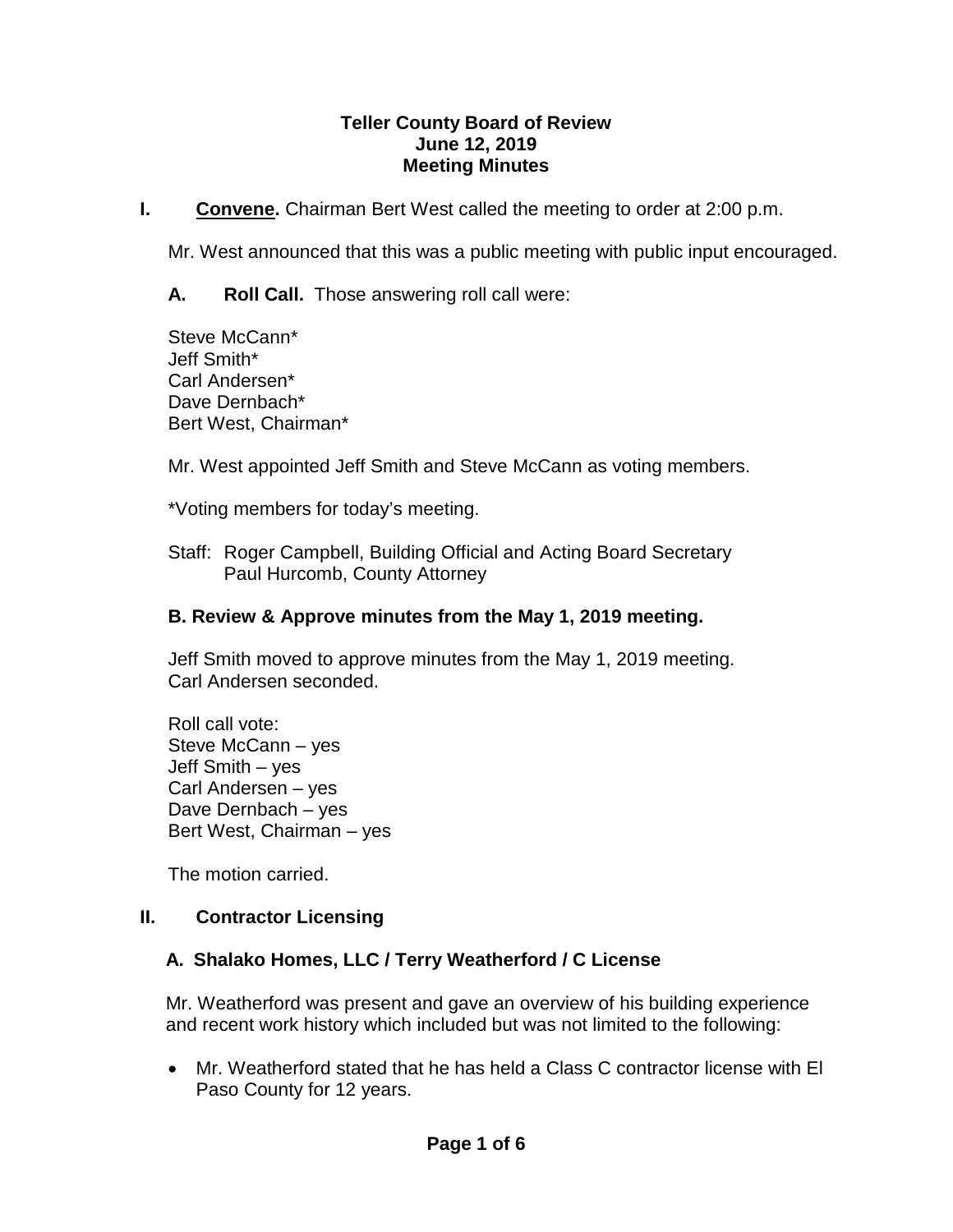**Teller County Board of Review**
**June 12, 2019**
**Meeting Minutes**

## I. <u>Convene</u>. Chairman Bert West called the meeting to order at 2:00 p.m.

Mr. West announced that this was a public meeting with public input encouraged.

### A. Roll Call. Those answering roll call were:

Steve McCann*
Jeff Smith*
Carl Andersen*
Dave Dernbach*
Bert West, Chairman*

Mr. West appointed Jeff Smith and Steve McCann as voting members.

*Voting members for today's meeting.

Staff: Roger Campbell, Building Official and Acting Board Secretary
Paul Hurcomb, County Attorney

### B. Review & Approve minutes from the May 1, 2019 meeting.

Jeff Smith moved to approve minutes from the May 1, 2019 meeting.
Carl Andersen seconded.

Roll call vote:
Steve McCann – yes
Jeff Smith – yes
Carl Andersen – yes
Dave Dernbach – yes
Bert West, Chairman – yes

The motion carried.

## II. Contractor Licensing

### A. Shalako Homes, LLC / Terry Weatherford / C License

Mr. Weatherford was present and gave an overview of his building experience and recent work history which included but was not limited to the following:

- Mr. Weatherford stated that he has held a Class C contractor license with El Paso County for 12 years.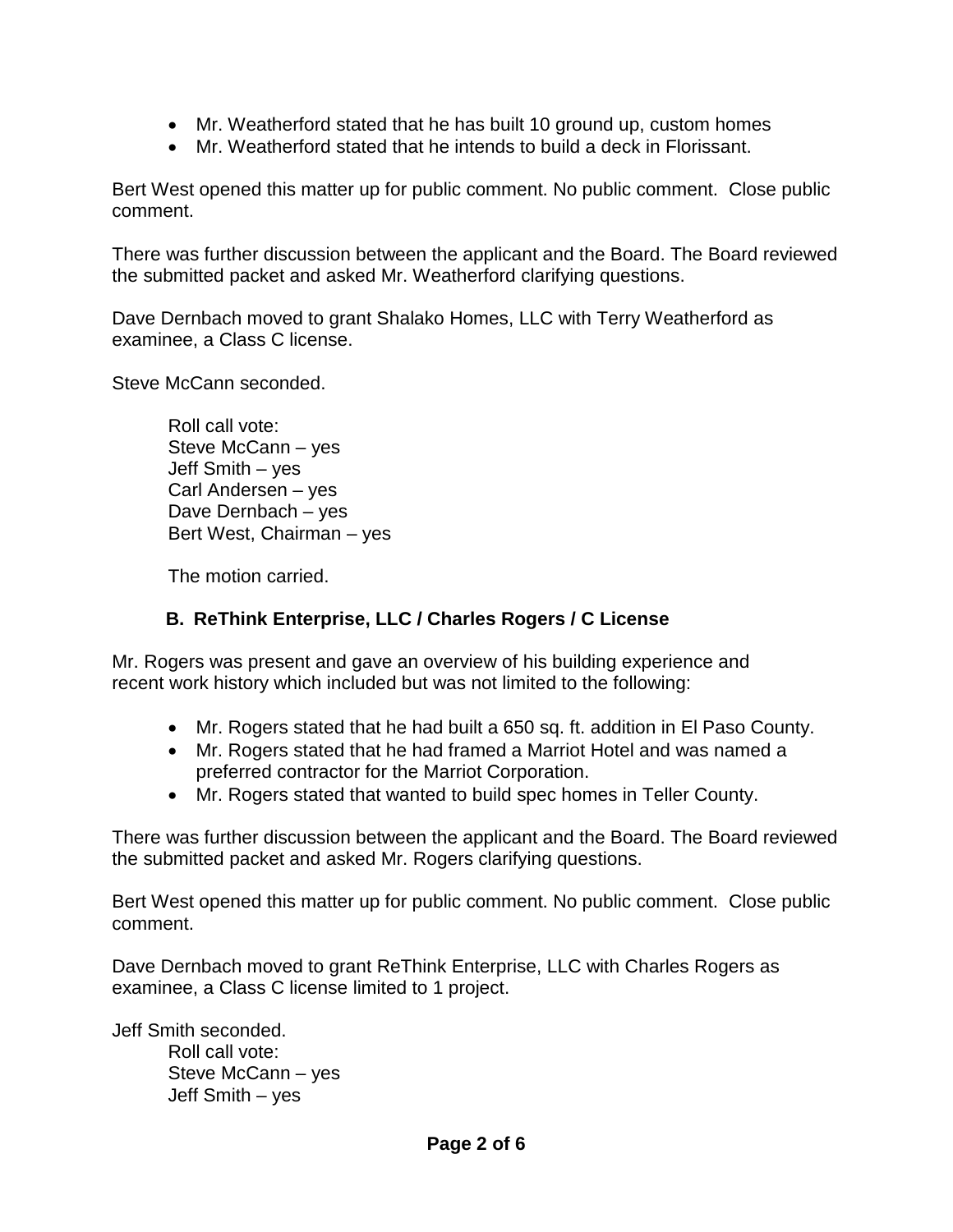- Mr. Weatherford stated that he has built 10 ground up, custom homes
- Mr. Weatherford stated that he intends to build a deck in Florissant.

Bert West opened this matter up for public comment. No public comment. Close public comment.

There was further discussion between the applicant and the Board. The Board reviewed the submitted packet and asked Mr. Weatherford clarifying questions.

Dave Dernbach moved to grant Shalako Homes, LLC with Terry Weatherford as examinee, a Class C license.

Steve McCann seconded.

Roll call vote:
Steve McCann – yes
Jeff Smith – yes
Carl Andersen – yes
Dave Dernbach – yes
Bert West, Chairman – yes

The motion carried.

### B. ReThink Enterprise, LLC / Charles Rogers / C License

Mr. Rogers was present and gave an overview of his building experience and recent work history which included but was not limited to the following:

- Mr. Rogers stated that he had built a 650 sq. ft. addition in El Paso County.
- Mr. Rogers stated that he had framed a Marriot Hotel and was named a preferred contractor for the Marriot Corporation.
- Mr. Rogers stated that wanted to build spec homes in Teller County.

There was further discussion between the applicant and the Board. The Board reviewed the submitted packet and asked Mr. Rogers clarifying questions.

Bert West opened this matter up for public comment. No public comment. Close public comment.

Dave Dernbach moved to grant ReThink Enterprise, LLC with Charles Rogers as examinee, a Class C license limited to 1 project.

Jeff Smith seconded.

Roll call vote:
Steve McCann – yes
Jeff Smith – yes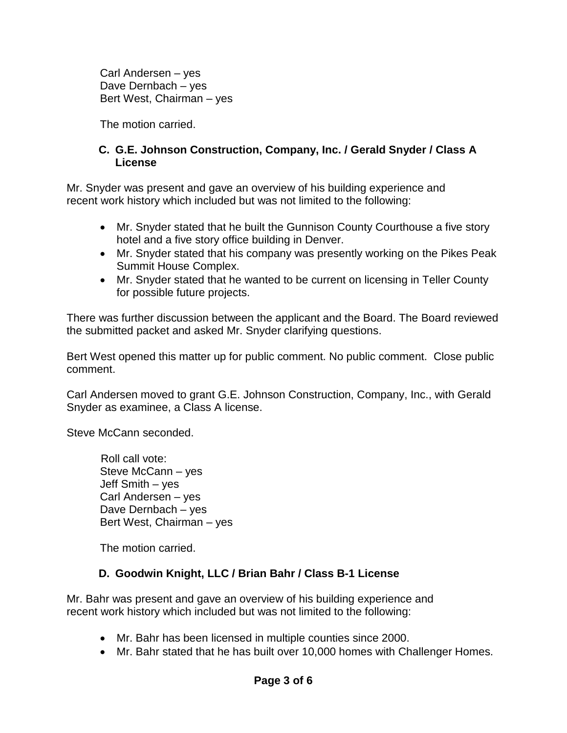Carl Andersen – yes
Dave Dernbach – yes
Bert West, Chairman – yes

The motion carried.

### C. G.E. Johnson Construction, Company, Inc. / Gerald Snyder / Class A License

Mr. Snyder was present and gave an overview of his building experience and recent work history which included but was not limited to the following:

- Mr. Snyder stated that he built the Gunnison County Courthouse a five story hotel and a five story office building in Denver.
- Mr. Snyder stated that his company was presently working on the Pikes Peak Summit House Complex.
- Mr. Snyder stated that he wanted to be current on licensing in Teller County for possible future projects.

There was further discussion between the applicant and the Board. The Board reviewed the submitted packet and asked Mr. Snyder clarifying questions.

Bert West opened this matter up for public comment. No public comment. Close public comment.

Carl Andersen moved to grant G.E. Johnson Construction, Company, Inc., with Gerald Snyder as examinee, a Class A license.

Steve McCann seconded.

Roll call vote:
Steve McCann – yes
Jeff Smith – yes
Carl Andersen – yes
Dave Dernbach – yes
Bert West, Chairman – yes

The motion carried.

### D. Goodwin Knight, LLC / Brian Bahr / Class B-1 License

Mr. Bahr was present and gave an overview of his building experience and recent work history which included but was not limited to the following:

- Mr. Bahr has been licensed in multiple counties since 2000.
- Mr. Bahr stated that he has built over 10,000 homes with Challenger Homes.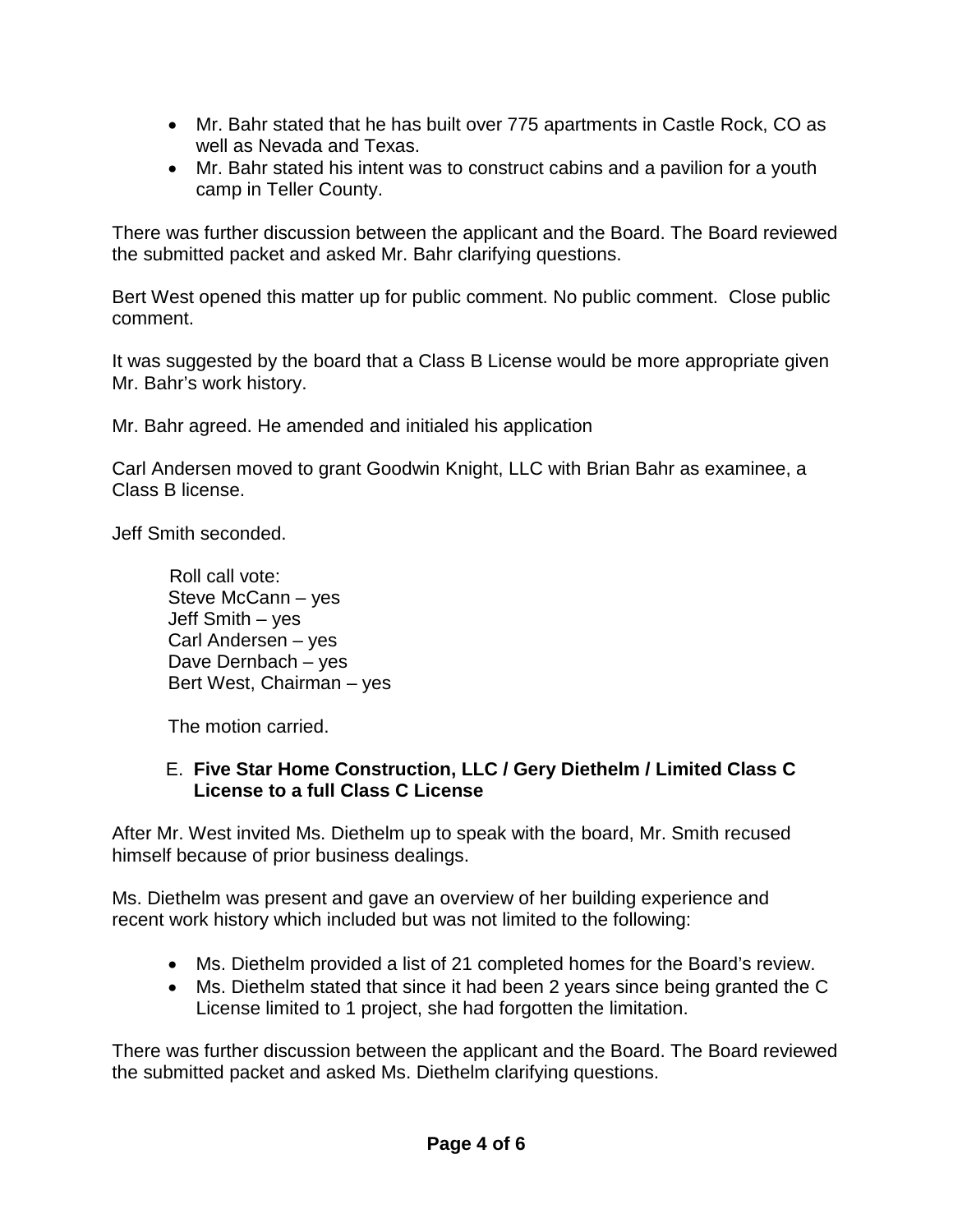- Mr. Bahr stated that he has built over 775 apartments in Castle Rock, CO as well as Nevada and Texas.
- Mr. Bahr stated his intent was to construct cabins and a pavilion for a youth camp in Teller County.

There was further discussion between the applicant and the Board. The Board reviewed the submitted packet and asked Mr. Bahr clarifying questions.

Bert West opened this matter up for public comment. No public comment. Close public comment.

It was suggested by the board that a Class B License would be more appropriate given Mr. Bahr's work history.

Mr. Bahr agreed. He amended and initialed his application

Carl Andersen moved to grant Goodwin Knight, LLC with Brian Bahr as examinee, a Class B license.

Jeff Smith seconded.

Roll call vote:
Steve McCann – yes
Jeff Smith – yes
Carl Andersen – yes
Dave Dernbach – yes
Bert West, Chairman – yes

The motion carried.

E. **Five Star Home Construction, LLC / Gery Diethelm / Limited Class C License to a full Class C License**

After Mr. West invited Ms. Diethelm up to speak with the board, Mr. Smith recused himself because of prior business dealings.

Ms. Diethelm was present and gave an overview of her building experience and recent work history which included but was not limited to the following:

- Ms. Diethelm provided a list of 21 completed homes for the Board's review.
- Ms. Diethelm stated that since it had been 2 years since being granted the C License limited to 1 project, she had forgotten the limitation.

There was further discussion between the applicant and the Board. The Board reviewed the submitted packet and asked Ms. Diethelm clarifying questions.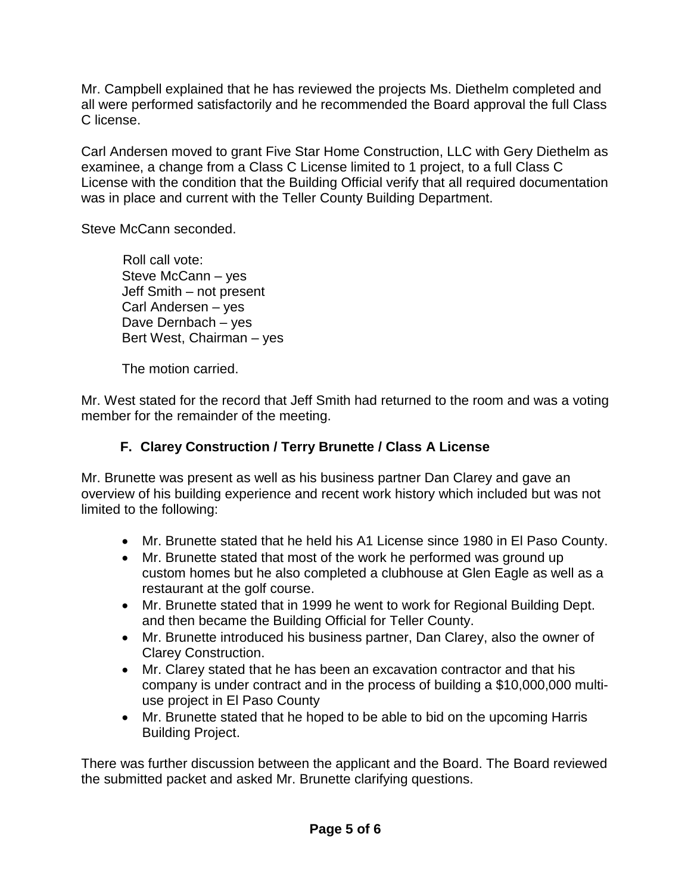Mr. Campbell explained that he has reviewed the projects Ms. Diethelm completed and all were performed satisfactorily and he recommended the Board approval the full Class C license.

Carl Andersen moved to grant Five Star Home Construction, LLC with Gery Diethelm as examinee, a change from a Class C License limited to 1 project, to a full Class C License with the condition that the Building Official verify that all required documentation was in place and current with the Teller County Building Department.

Steve McCann seconded.

Roll call vote:
Steve McCann – yes
Jeff Smith – not present
Carl Andersen – yes
Dave Dernbach – yes
Bert West, Chairman – yes

The motion carried.

Mr. West stated for the record that Jeff Smith had returned to the room and was a voting member for the remainder of the meeting.

### F. Clarey Construction / Terry Brunette / Class A License

Mr. Brunette was present as well as his business partner Dan Clarey and gave an overview of his building experience and recent work history which included but was not limited to the following:

- Mr. Brunette stated that he held his A1 License since 1980 in El Paso County.
- Mr. Brunette stated that most of the work he performed was ground up custom homes but he also completed a clubhouse at Glen Eagle as well as a restaurant at the golf course.
- Mr. Brunette stated that in 1999 he went to work for Regional Building Dept. and then became the Building Official for Teller County.
- Mr. Brunette introduced his business partner, Dan Clarey, also the owner of Clarey Construction.
- Mr. Clarey stated that he has been an excavation contractor and that his company is under contract and in the process of building a $10,000,000 multi-use project in El Paso County
- Mr. Brunette stated that he hoped to be able to bid on the upcoming Harris Building Project.

There was further discussion between the applicant and the Board. The Board reviewed the submitted packet and asked Mr. Brunette clarifying questions.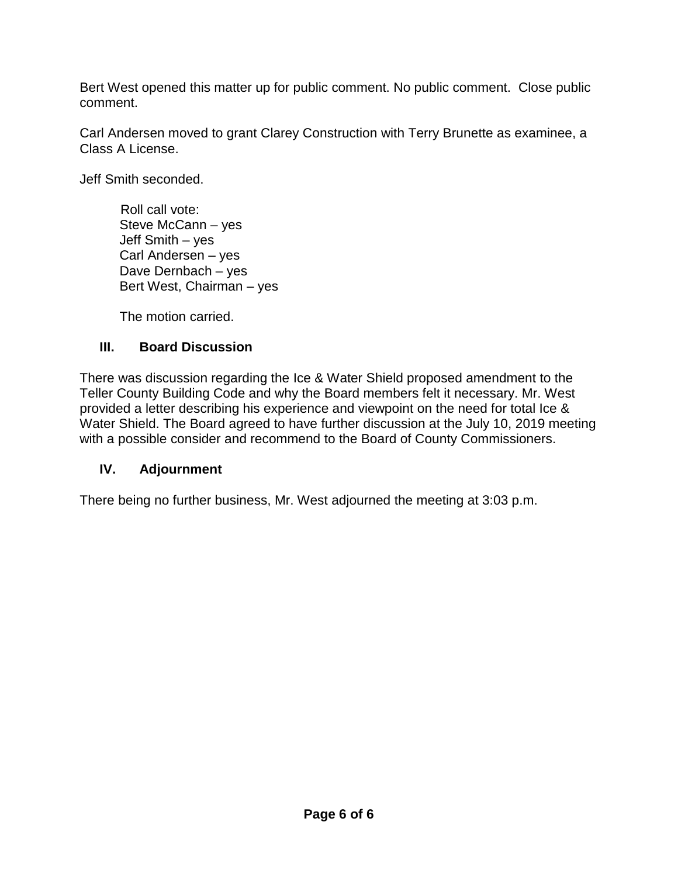Bert West opened this matter up for public comment. No public comment. Close public comment.

Carl Andersen moved to grant Clarey Construction with Terry Brunette as examinee, a Class A License.

Jeff Smith seconded.

Roll call vote:
Steve McCann – yes
Jeff Smith – yes
Carl Andersen – yes
Dave Dernbach – yes
Bert West, Chairman – yes

The motion carried.

## III. Board Discussion

There was discussion regarding the Ice & Water Shield proposed amendment to the Teller County Building Code and why the Board members felt it necessary. Mr. West provided a letter describing his experience and viewpoint on the need for total Ice & Water Shield. The Board agreed to have further discussion at the July 10, 2019 meeting with a possible consider and recommend to the Board of County Commissioners.

## IV. Adjournment

There being no further business, Mr. West adjourned the meeting at 3:03 p.m.